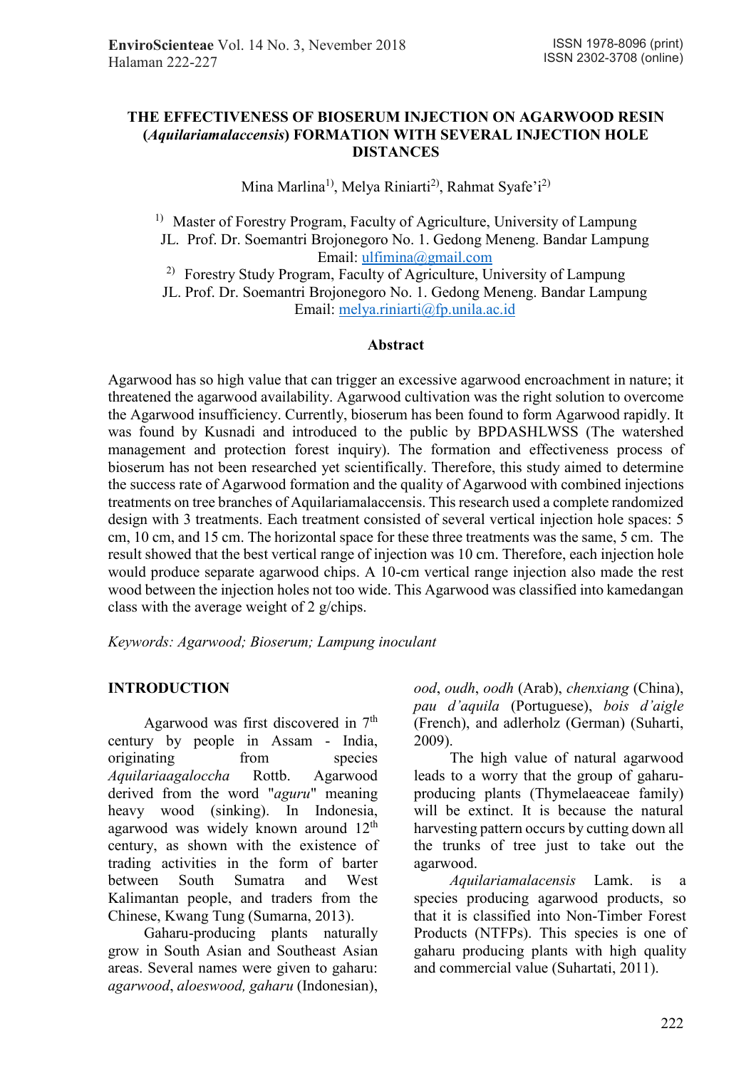# THE EFFECTIVENESS OF BIOSERUM INJECTION ON AGARWOOD RESIN (*Aquilariamalaccensis*) FORMATION WITH SEVERAL INJECTION HOLE DISTANCES

Mina Marlina[1)], Melya Riniarti[2)], Rahmat Syafe'i[2)]

[1)] Master of Forestry Program, Faculty of Agriculture, University of Lampung
JL. Prof. Dr. Soemantri Brojonegoro No. 1. Gedong Meneng. Bandar Lampung
Email: ulfimina@gmail.com

[2)] Forestry Study Program, Faculty of Agriculture, University of Lampung
JL. Prof. Dr. Soemantri Brojonegoro No. 1. Gedong Meneng. Bandar Lampung
Email: melya.riniarti@fp.unila.ac.id

## Abstract

Agarwood has so high value that can trigger an excessive agarwood encroachment in nature; it threatened the agarwood availability. Agarwood cultivation was the right solution to overcome the Agarwood insufficiency. Currently, bioserum has been found to form Agarwood rapidly. It was found by Kusnadi and introduced to the public by BPDASHLWSS (The watershed management and protection forest inquiry). The formation and effectiveness process of bioserum has not been researched yet scientifically. Therefore, this study aimed to determine the success rate of Agarwood formation and the quality of Agarwood with combined injections treatments on tree branches of Aquilariamalaccensis. This research used a complete randomized design with 3 treatments. Each treatment consisted of several vertical injection hole spaces: 5 cm, 10 cm, and 15 cm. The horizontal space for these three treatments was the same, 5 cm. The result showed that the best vertical range of injection was 10 cm. Therefore, each injection hole would produce separate agarwood chips. A 10-cm vertical range injection also made the rest wood between the injection holes not too wide. This Agarwood was classified into kamedangan class with the average weight of 2 g/chips.

*Keywords: Agarwood; Bioserum; Lampung inoculant*

## INTRODUCTION

Agarwood was first discovered in 7[th] century by people in Assam - India, originating from species *Aquilariaagaloccha* Rottb. Agarwood derived from the word "*aguru*" meaning heavy wood (sinking). In Indonesia, agarwood was widely known around 12[th] century, as shown with the existence of trading activities in the form of barter between South Sumatra and West Kalimantan people, and traders from the Chinese, Kwang Tung (Sumarna, 2013).

Gaharu-producing plants naturally grow in South Asian and Southeast Asian areas. Several names were given to gaharu: *agarwood*, *aloeswood, gaharu* (Indonesian), *ood*, *oudh*, *oodh* (Arab), *chenxiang* (China), *pau d'aquila* (Portuguese), *bois d'aigle* (French), and adlerholz (German) (Suharti, 2009).

The high value of natural agarwood leads to a worry that the group of gaharu-producing plants (Thymelaeaceae family) will be extinct. It is because the natural harvesting pattern occurs by cutting down all the trunks of tree just to take out the agarwood.

*Aquilariamalacensis* Lamk. is a species producing agarwood products, so that it is classified into Non-Timber Forest Products (NTFPs). This species is one of gaharu producing plants with high quality and commercial value (Suhartati, 2011).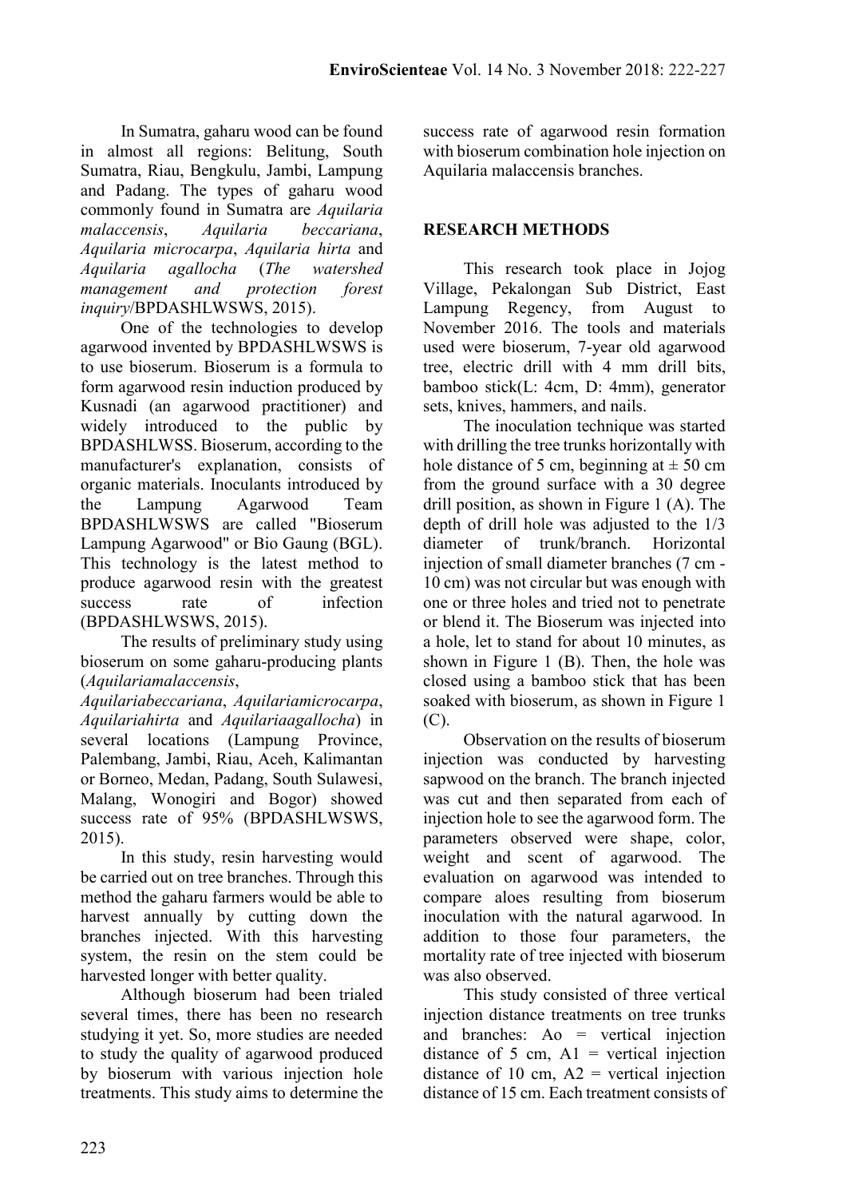In Sumatra, gaharu wood can be found in almost all regions: Belitung, South Sumatra, Riau, Bengkulu, Jambi, Lampung and Padang. The types of gaharu wood commonly found in Sumatra are *Aquilaria malaccensis*, *Aquilaria beccariana*, *Aquilaria microcarpa*, *Aquilaria hirta* and *Aquilaria agallocha* (*The watershed management and protection forest inquiry*/BPDASHLWSWS, 2015).

One of the technologies to develop agarwood invented by BPDASHLWSWS is to use bioserum. Bioserum is a formula to form agarwood resin induction produced by Kusnadi (an agarwood practitioner) and widely introduced to the public by BPDASHLWSS. Bioserum, according to the manufacturer's explanation, consists of organic materials. Inoculants introduced by the Lampung Agarwood Team BPDASHLWSWS are called "Bioserum Lampung Agarwood" or Bio Gaung (BGL). This technology is the latest method to produce agarwood resin with the greatest success rate of infection (BPDASHLWSWS, 2015).

The results of preliminary study using bioserum on some gaharu-producing plants (*Aquilariamalaccensis*, *Aquilariabeccariana*, *Aquilariamicrocarpa*, *Aquilariahirta* and *Aquilariaagallocha*) in several locations (Lampung Province, Palembang, Jambi, Riau, Aceh, Kalimantan or Borneo, Medan, Padang, South Sulawesi, Malang, Wonogiri and Bogor) showed success rate of 95% (BPDASHLWSWS, 2015).

In this study, resin harvesting would be carried out on tree branches. Through this method the gaharu farmers would be able to harvest annually by cutting down the branches injected. With this harvesting system, the resin on the stem could be harvested longer with better quality.

Although bioserum had been trialed several times, there has been no research studying it yet. So, more studies are needed to study the quality of agarwood produced by bioserum with various injection hole treatments. This study aims to determine the success rate of agarwood resin formation with bioserum combination hole injection on Aquilaria malaccensis branches.

## RESEARCH METHODS

This research took place in Jojog Village, Pekalongan Sub District, East Lampung Regency, from August to November 2016. The tools and materials used were bioserum, 7-year old agarwood tree, electric drill with 4 mm drill bits, bamboo stick(L: 4cm, D: 4mm), generator sets, knives, hammers, and nails.

The inoculation technique was started with drilling the tree trunks horizontally with hole distance of 5 cm, beginning at ± 50 cm from the ground surface with a 30 degree drill position, as shown in Figure 1 (A). The depth of drill hole was adjusted to the 1/3 diameter of trunk/branch. Horizontal injection of small diameter branches (7 cm - 10 cm) was not circular but was enough with one or three holes and tried not to penetrate or blend it. The Bioserum was injected into a hole, let to stand for about 10 minutes, as shown in Figure 1 (B). Then, the hole was closed using a bamboo stick that has been soaked with bioserum, as shown in Figure 1 (C).

Observation on the results of bioserum injection was conducted by harvesting sapwood on the branch. The branch injected was cut and then separated from each of injection hole to see the agarwood form. The parameters observed were shape, color, weight and scent of agarwood. The evaluation on agarwood was intended to compare aloes resulting from bioserum inoculation with the natural agarwood. In addition to those four parameters, the mortality rate of tree injected with bioserum was also observed.

This study consisted of three vertical injection distance treatments on tree trunks and branches: Ao = vertical injection distance of 5 cm, A1 = vertical injection distance of 10 cm, A2 = vertical injection distance of 15 cm. Each treatment consists of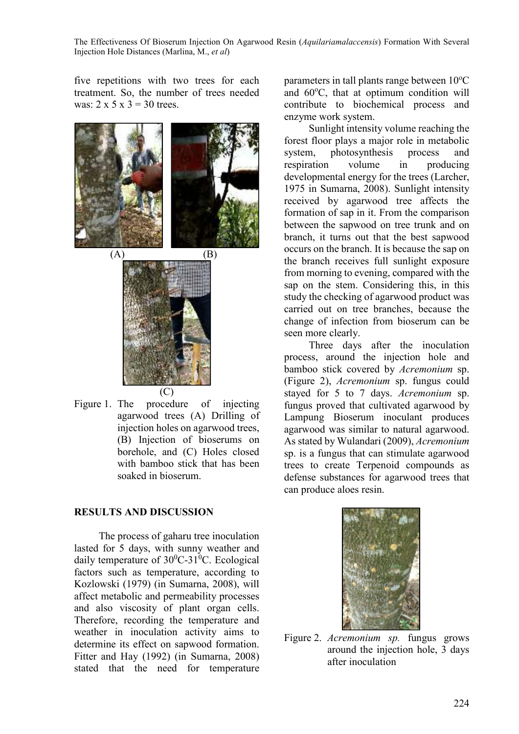five repetitions with two trees for each treatment. So, the number of trees needed was: 2 x 5 x 3 = 30 trees.

(A) (B)

(C)

Figure 1. The procedure of injecting agarwood trees (A) Drilling of injection holes on agarwood trees, (B) Injection of bioserums on borehole, and (C) Holes closed with bamboo stick that has been soaked in bioserum.

## RESULTS AND DISCUSSION

The process of gaharu tree inoculation lasted for 5 days, with sunny weather and daily temperature of $30^0$C-$31^0$C. Ecological factors such as temperature, according to Kozlowski (1979) (in Sumarna, 2008), will affect metabolic and permeability processes and also viscosity of plant organ cells. Therefore, recording the temperature and weather in inoculation activity aims to determine its effect on sapwood formation. Fitter and Hay (1992) (in Sumarna, 2008) stated that the need for temperature parameters in tall plants range between $10^o$C and $60^o$C, that at optimum condition will contribute to biochemical process and enzyme work system.

Sunlight intensity volume reaching the forest floor plays a major role in metabolic system, photosynthesis process and respiration volume in producing developmental energy for the trees (Larcher, 1975 in Sumarna, 2008). Sunlight intensity received by agarwood tree affects the formation of sap in it. From the comparison between the sapwood on tree trunk and on branch, it turns out that the best sapwood occurs on the branch. It is because the sap on the branch receives full sunlight exposure from morning to evening, compared with the sap on the stem. Considering this, in this study the checking of agarwood product was carried out on tree branches, because the change of infection from bioserum can be seen more clearly.

Three days after the inoculation process, around the injection hole and bamboo stick covered by *Acremonium* sp. (Figure 2), *Acremonium* sp. fungus could stayed for 5 to 7 days. *Acremonium* sp. fungus proved that cultivated agarwood by Lampung Bioserum inoculant produces agarwood was similar to natural agarwood. As stated by Wulandari (2009), *Acremonium* sp. is a fungus that can stimulate agarwood trees to create Terpenoid compounds as defense substances for agarwood trees that can produce aloes resin.

Figure 2. *Acremonium sp.* fungus grows around the injection hole, 3 days after inoculation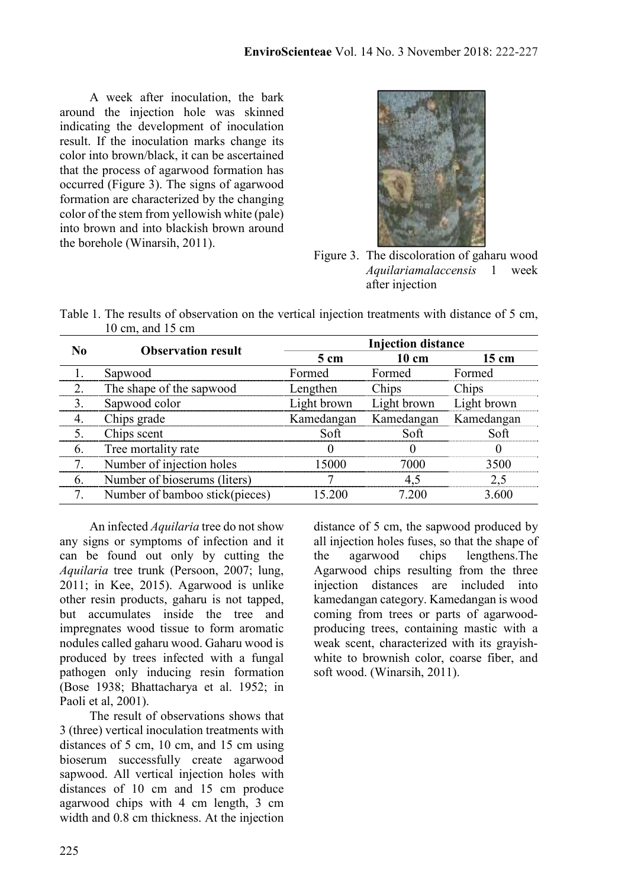A week after inoculation, the bark around the injection hole was skinned indicating the development of inoculation result. If the inoculation marks change its color into brown/black, it can be ascertained that the process of agarwood formation has occurred (Figure 3). The signs of agarwood formation are characterized by the changing color of the stem from yellowish white (pale) into brown and into blackish brown around the borehole (Winarsih, 2011).

Figure 3. The discoloration of gaharu wood *Aquilariamalaccensis* 1 week after injection

Table 1. The results of observation on the vertical injection treatments with distance of 5 cm, 10 cm, and 15 cm

| No | Observation result | Injection distance | | |
|---|---|---|---|---|
| | | 5 cm | 10 cm | 15 cm |
| 1. | Sapwood | Formed | Formed | Formed |
| 2. | The shape of the sapwood | Lengthen | Chips | Chips |
| 3. | Sapwood color | Light brown | Light brown | Light brown |
| 4. | Chips grade | Kamedangan | Kamedangan | Kamedangan |
| 5. | Chips scent | Soft | Soft | Soft |
| 6. | Tree mortality rate | 0 | 0 | 0 |
| 7. | Number of injection holes | 15000 | 7000 | 3500 |
| 6. | Number of bioserums (liters) | 7 | 4,5 | 2,5 |
| 7. | Number of bamboo stick(pieces) | 15.200 | 7.200 | 3.600 |

An infected *Aquilaria* tree do not show any signs or symptoms of infection and it can be found out only by cutting the *Aquilaria* tree trunk (Persoon, 2007; lung, 2011; in Kee, 2015). Agarwood is unlike other resin products, gaharu is not tapped, but accumulates inside the tree and impregnates wood tissue to form aromatic nodules called gaharu wood. Gaharu wood is produced by trees infected with a fungal pathogen only inducing resin formation (Bose 1938; Bhattacharya et al. 1952; in Paoli et al, 2001).

The result of observations shows that 3 (three) vertical inoculation treatments with distances of 5 cm, 10 cm, and 15 cm using bioserum successfully create agarwood sapwood. All vertical injection holes with distances of 10 cm and 15 cm produce agarwood chips with 4 cm length, 3 cm width and 0.8 cm thickness. At the injection distance of 5 cm, the sapwood produced by all injection holes fuses, so that the shape of the agarwood chips lengthens.The Agarwood chips resulting from the three injection distances are included into kamedangan category. Kamedangan is wood coming from trees or parts of agarwood-producing trees, containing mastic with a weak scent, characterized with its grayish-white to brownish color, coarse fiber, and soft wood. (Winarsih, 2011).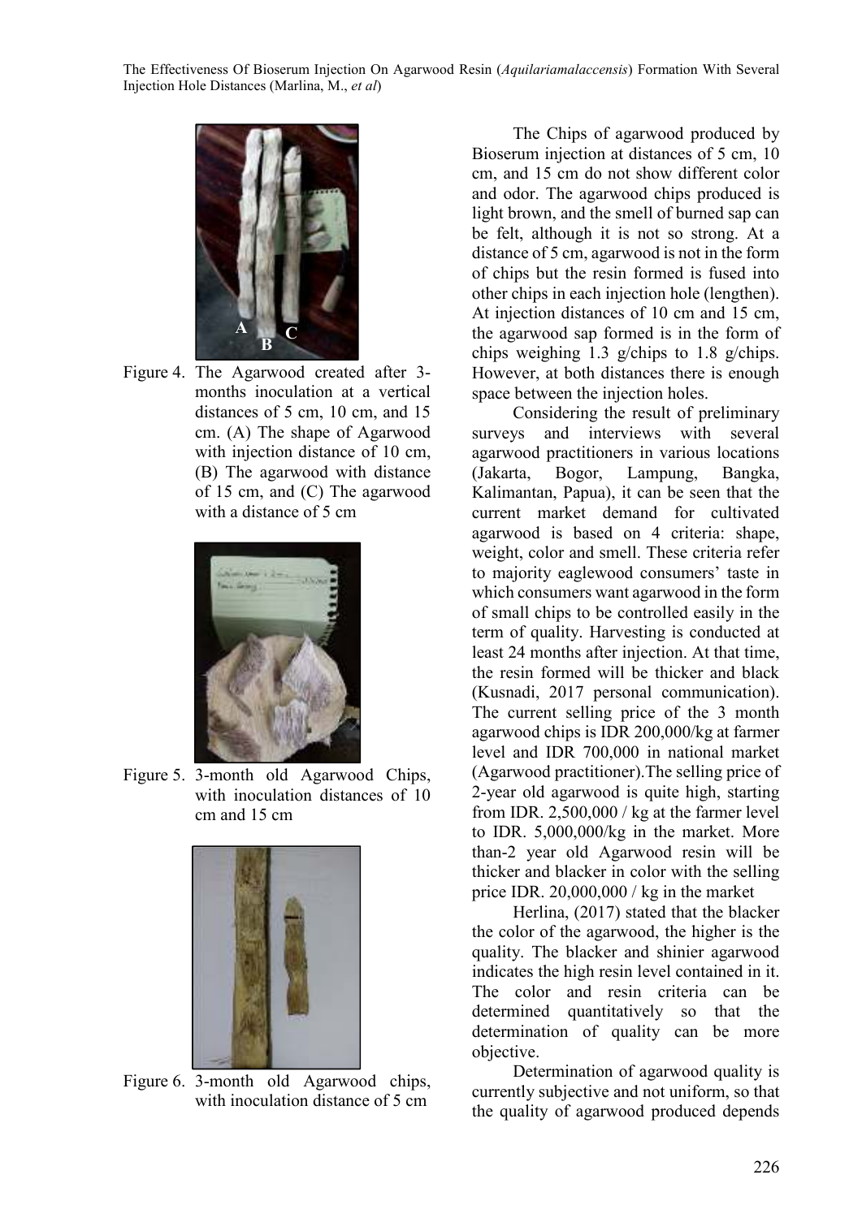Figure 4. The Agarwood created after 3-months inoculation at a vertical distances of 5 cm, 10 cm, and 15 cm. (A) The shape of Agarwood with injection distance of 10 cm, (B) The agarwood with distance of 15 cm, and (C) The agarwood with a distance of 5 cm

Figure 5. 3-month old Agarwood Chips, with inoculation distances of 10 cm and 15 cm

Figure 6. 3-month old Agarwood chips, with inoculation distance of 5 cm

The Chips of agarwood produced by Bioserum injection at distances of 5 cm, 10 cm, and 15 cm do not show different color and odor. The agarwood chips produced is light brown, and the smell of burned sap can be felt, although it is not so strong. At a distance of 5 cm, agarwood is not in the form of chips but the resin formed is fused into other chips in each injection hole (lengthen). At injection distances of 10 cm and 15 cm, the agarwood sap formed is in the form of chips weighing 1.3 g/chips to 1.8 g/chips. However, at both distances there is enough space between the injection holes.

Considering the result of preliminary surveys and interviews with several agarwood practitioners in various locations (Jakarta, Bogor, Lampung, Bangka, Kalimantan, Papua), it can be seen that the current market demand for cultivated agarwood is based on 4 criteria: shape, weight, color and smell. These criteria refer to majority eaglewood consumers' taste in which consumers want agarwood in the form of small chips to be controlled easily in the term of quality. Harvesting is conducted at least 24 months after injection. At that time, the resin formed will be thicker and black (Kusnadi, 2017 personal communication). The current selling price of the 3 month agarwood chips is IDR 200,000/kg at farmer level and IDR 700,000 in national market (Agarwood practitioner).The selling price of 2-year old agarwood is quite high, starting from IDR. 2,500,000 / kg at the farmer level to IDR. 5,000,000/kg in the market. More than-2 year old Agarwood resin will be thicker and blacker in color with the selling price IDR. 20,000,000 / kg in the market

Herlina, (2017) stated that the blacker the color of the agarwood, the higher is the quality. The blacker and shinier agarwood indicates the high resin level contained in it. The color and resin criteria can be determined quantitatively so that the determination of quality can be more objective.

Determination of agarwood quality is currently subjective and not uniform, so that the quality of agarwood produced depends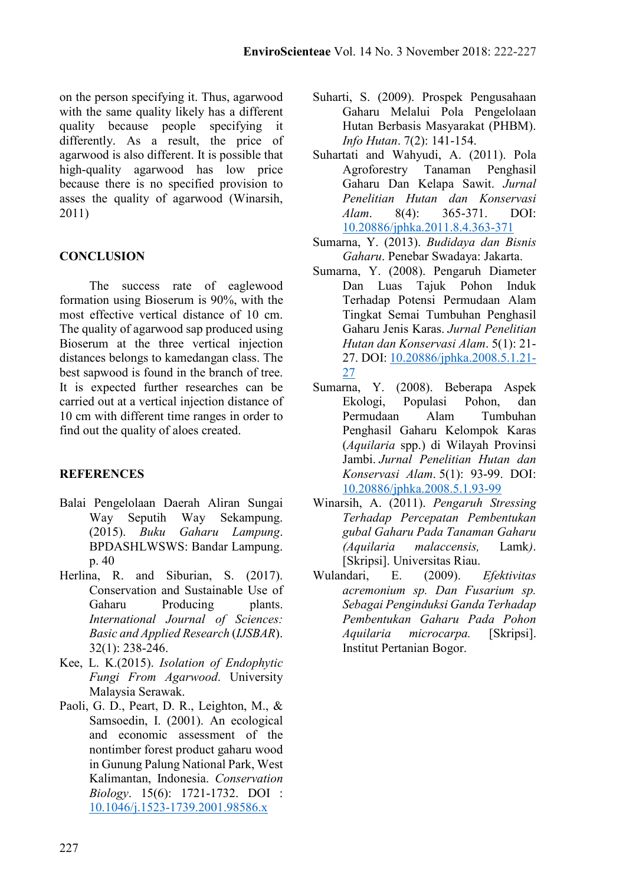on the person specifying it. Thus, agarwood with the same quality likely has a different quality because people specifying it differently. As a result, the price of agarwood is also different. It is possible that high-quality agarwood has low price because there is no specified provision to asses the quality of agarwood (Winarsih, 2011)

## CONCLUSION

The success rate of eaglewood formation using Bioserum is 90%, with the most effective vertical distance of 10 cm. The quality of agarwood sap produced using Bioserum at the three vertical injection distances belongs to kamedangan class. The best sapwood is found in the branch of tree. It is expected further researches can be carried out at a vertical injection distance of 10 cm with different time ranges in order to find out the quality of aloes created.

## REFERENCES

Balai Pengelolaan Daerah Aliran Sungai Way Seputih Way Sekampung. (2015). *Buku Gaharu Lampung*. BPDASHLWSWS: Bandar Lampung. p. 40

Herlina, R. and Siburian, S. (2017). Conservation and Sustainable Use of Gaharu Producing plants. *International Journal of Sciences: Basic and Applied Research* (*IJSBAR*). 32(1): 238-246.

Kee, L. K.(2015). *Isolation of Endophytic Fungi From Agarwood*. University Malaysia Serawak.

Paoli, G. D., Peart, D. R., Leighton, M., & Samsoedin, I. (2001). An ecological and economic assessment of the nontimber forest product gaharu wood in Gunung Palung National Park, West Kalimantan, Indonesia. *Conservation Biology*. 15(6): 1721-1732. DOI : 10.1046/j.1523-1739.2001.98586.x

Suharti, S. (2009). Prospek Pengusahaan Gaharu Melalui Pola Pengelolaan Hutan Berbasis Masyarakat (PHBM). *Info Hutan*. 7(2): 141-154.

Suhartati and Wahyudi, A. (2011). Pola Agroforestry Tanaman Penghasil Gaharu Dan Kelapa Sawit. *Jurnal Penelitian Hutan dan Konservasi Alam*. 8(4): 365-371. DOI: 10.20886/jphka.2011.8.4.363-371

Sumarna, Y. (2013). *Budidaya dan Bisnis Gaharu*. Penebar Swadaya: Jakarta.

Sumarna, Y. (2008). Pengaruh Diameter Dan Luas Tajuk Pohon Induk Terhadap Potensi Permudaan Alam Tingkat Semai Tumbuhan Penghasil Gaharu Jenis Karas. *Jurnal Penelitian Hutan dan Konservasi Alam*. 5(1): 21-27. DOI: 10.20886/jphka.2008.5.1.21-27

Sumarna, Y. (2008). Beberapa Aspek Ekologi, Populasi Pohon, dan Permudaan Alam Tumbuhan Penghasil Gaharu Kelompok Karas (*Aquilaria* spp.) di Wilayah Provinsi Jambi. *Jurnal Penelitian Hutan dan Konservasi Alam*. 5(1): 93-99. DOI: 10.20886/jphka.2008.5.1.93-99

Winarsih, A. (2011). *Pengaruh Stressing Terhadap Percepatan Pembentukan gubal Gaharu Pada Tanaman Gaharu (Aquilaria malaccensis,* Lamk*)*. [Skripsi]. Universitas Riau.

Wulandari, E. (2009). *Efektivitas acremonium sp. Dan Fusarium sp. Sebagai Penginduksi Ganda Terhadap Pembentukan Gaharu Pada Pohon Aquilaria microcarpa.* [Skripsi]. Institut Pertanian Bogor.